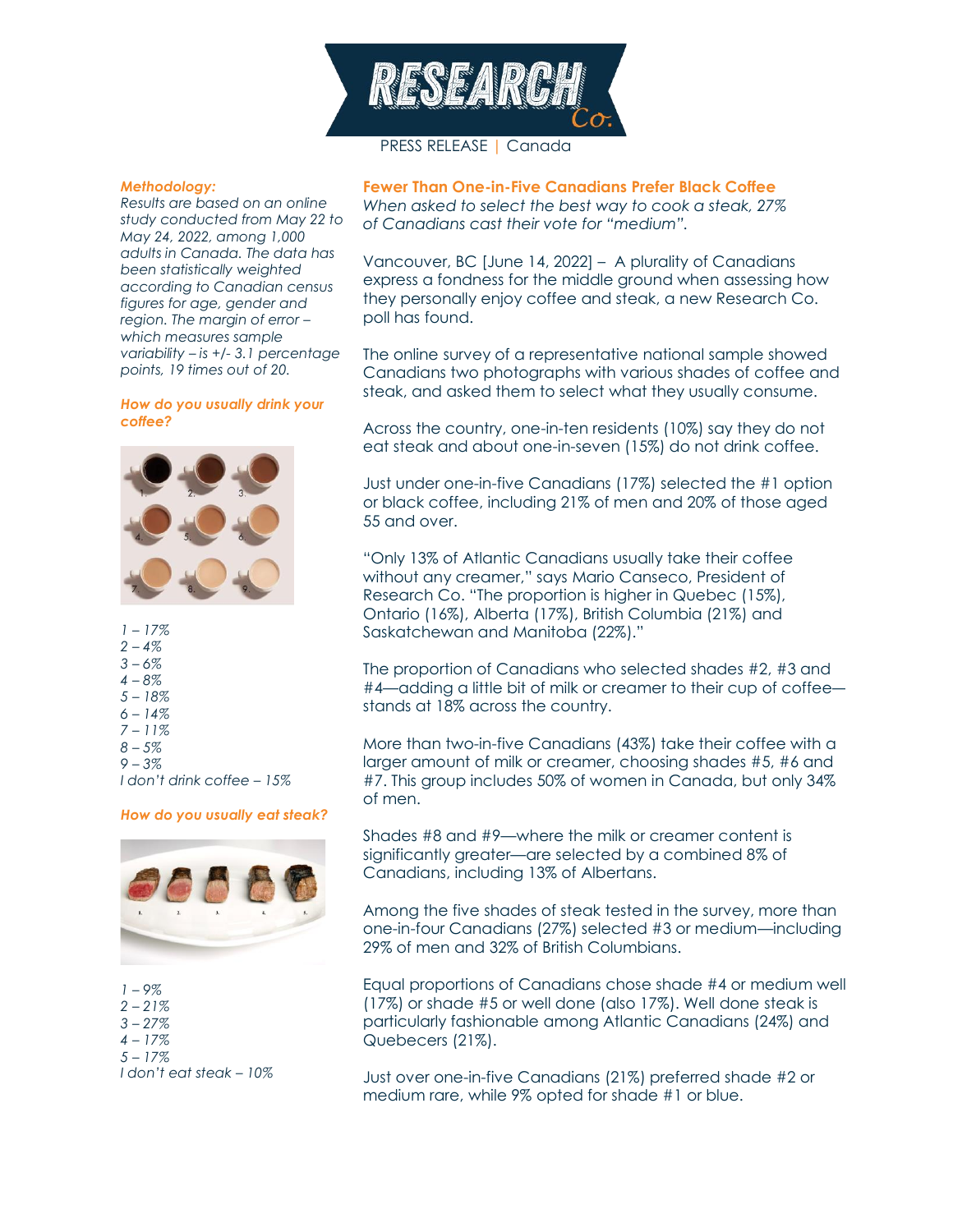RESEARCH Co.

PRESS RELEASE | Canada

## Fewer Than One-in-Five Canadians Prefer Black Coffee

*When asked to select the best way to cook a steak, 27% of Canadians cast their vote for "medium".*

Vancouver, BC [June 14, 2022] – A plurality of Canadians express a fondness for the middle ground when assessing how they personally enjoy coffee and steak, a new Research Co. poll has found.

The online survey of a representative national sample showed Canadians two photographs with various shades of coffee and steak, and asked them to select what they usually consume.

Across the country, one-in-ten residents (10%) say they do not eat steak and about one-in-seven (15%) do not drink coffee.

Just under one-in-five Canadians (17%) selected the #1 option or black coffee, including 21% of men and 20% of those aged 55 and over.

"Only 13% of Atlantic Canadians usually take their coffee without any creamer," says Mario Canseco, President of Research Co. "The proportion is higher in Quebec (15%), Ontario (16%), Alberta (17%), British Columbia (21%) and Saskatchewan and Manitoba (22%)."

The proportion of Canadians who selected shades #2, #3 and #4—adding a little bit of milk or creamer to their cup of coffee—stands at 18% across the country.

More than two-in-five Canadians (43%) take their coffee with a larger amount of milk or creamer, choosing shades #5, #6 and #7. This group includes 50% of women in Canada, but only 34% of men.

Shades #8 and #9—where the milk or creamer content is significantly greater—are selected by a combined 8% of Canadians, including 13% of Albertans.

Among the five shades of steak tested in the survey, more than one-in-four Canadians (27%) selected #3 or medium—including 29% of men and 32% of British Columbians.

Equal proportions of Canadians chose shade #4 or medium well (17%) or shade #5 or well done (also 17%). Well done steak is particularly fashionable among Atlantic Canadians (24%) and Quebecers (21%).

Just over one-in-five Canadians (21%) preferred shade #2 or medium rare, while 9% opted for shade #1 or blue.

***Methodology:***

*Results are based on an online study conducted from May 22 to May 24, 2022, among 1,000 adults in Canada. The data has been statistically weighted according to Canadian census figures for age, gender and region. The margin of error – which measures sample variability – is +/- 3.1 percentage points, 19 times out of 20.*

***How do you usually drink your coffee?***

*1 – 17%*
*2 – 4%*
*3 – 6%*
*4 – 8%*
*5 – 18%*
*6 – 14%*
*7 – 11%*
*8 – 5%*
*9 – 3%*
*I don't drink coffee – 15%*

***How do you usually eat steak?***

*1 – 9%*
*2 – 21%*
*3 – 27%*
*4 – 17%*
*5 – 17%*
*I don't eat steak – 10%*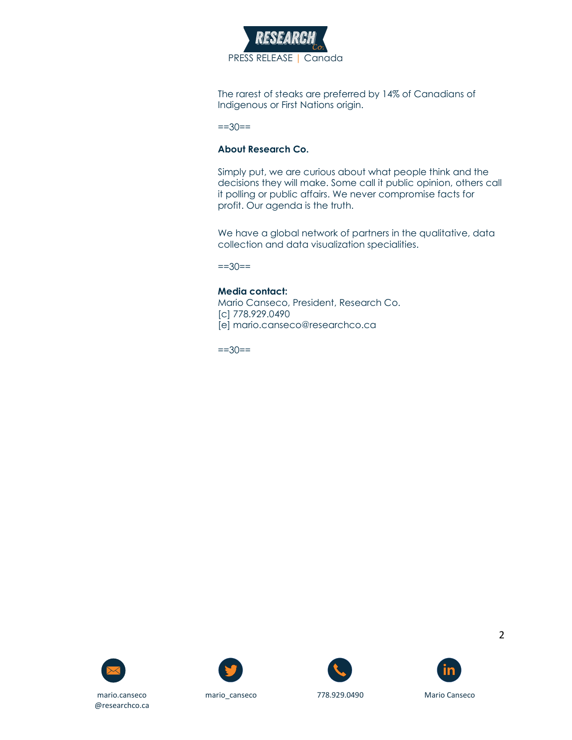The rarest of steaks are preferred by 14% of Canadians of Indigenous or First Nations origin.

==30==

**About Research Co.**

Simply put, we are curious about what people think and the decisions they will make. Some call it public opinion, others call it polling or public affairs. We never compromise facts for profit. Our agenda is the truth.

We have a global network of partners in the qualitative, data collection and data visualization specialities.

==30==

**Media contact:**
Mario Canseco, President, Research Co.
[c] 778.929.0490
[e] mario.canseco@researchco.ca

==30==